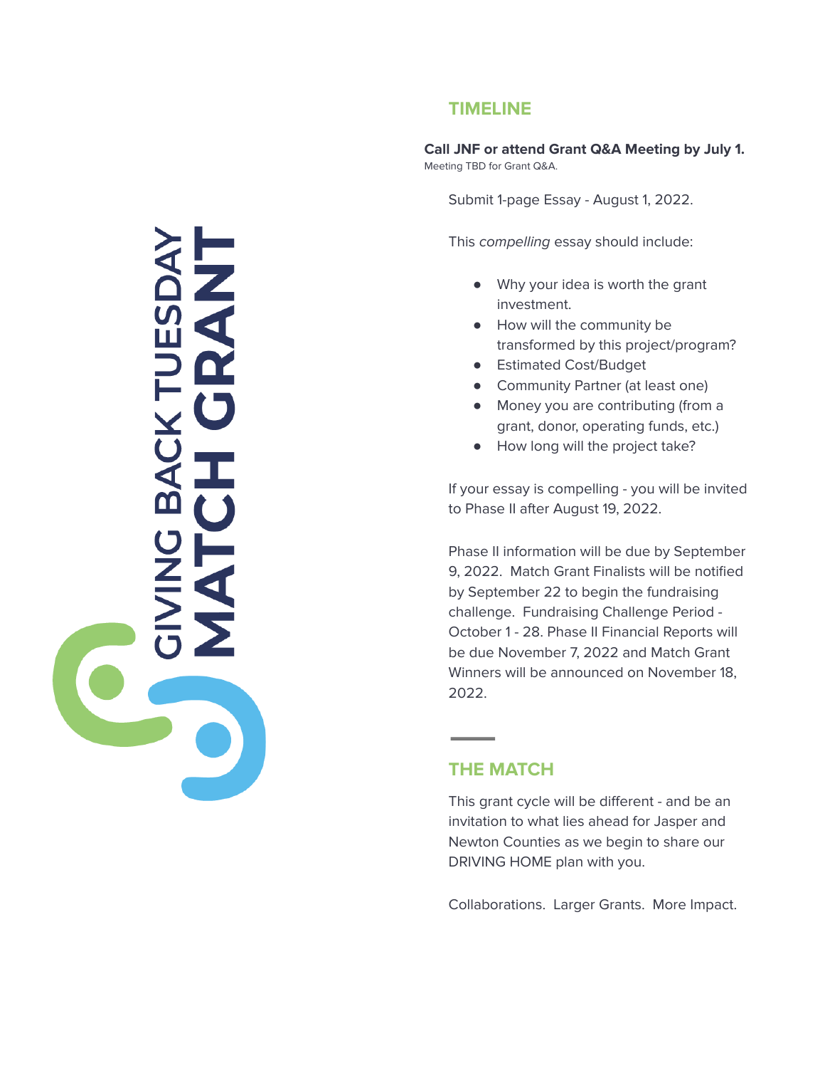# GIVING BACK TUESDAY MATCH GRANT

## TIMELINE

**Call JNF or attend Grant Q&A Meeting by July 1.**
Meeting TBD for Grant Q&A.

Submit 1-page Essay - August 1, 2022.

This *compelling* essay should include:

- Why your idea is worth the grant investment.
- How will the community be transformed by this project/program?
- Estimated Cost/Budget
- Community Partner (at least one)
- Money you are contributing (from a grant, donor, operating funds, etc.)
- How long will the project take?

If your essay is compelling - you will be invited to Phase II after August 19, 2022.

Phase II information will be due by September 9, 2022. Match Grant Finalists will be notified by September 22 to begin the fundraising challenge. Fundraising Challenge Period - October 1 - 28. Phase II Financial Reports will be due November 7, 2022 and Match Grant Winners will be announced on November 18, 2022.

## THE MATCH

This grant cycle will be different - and be an invitation to what lies ahead for Jasper and Newton Counties as we begin to share our DRIVING HOME plan with you.

Collaborations. Larger Grants. More Impact.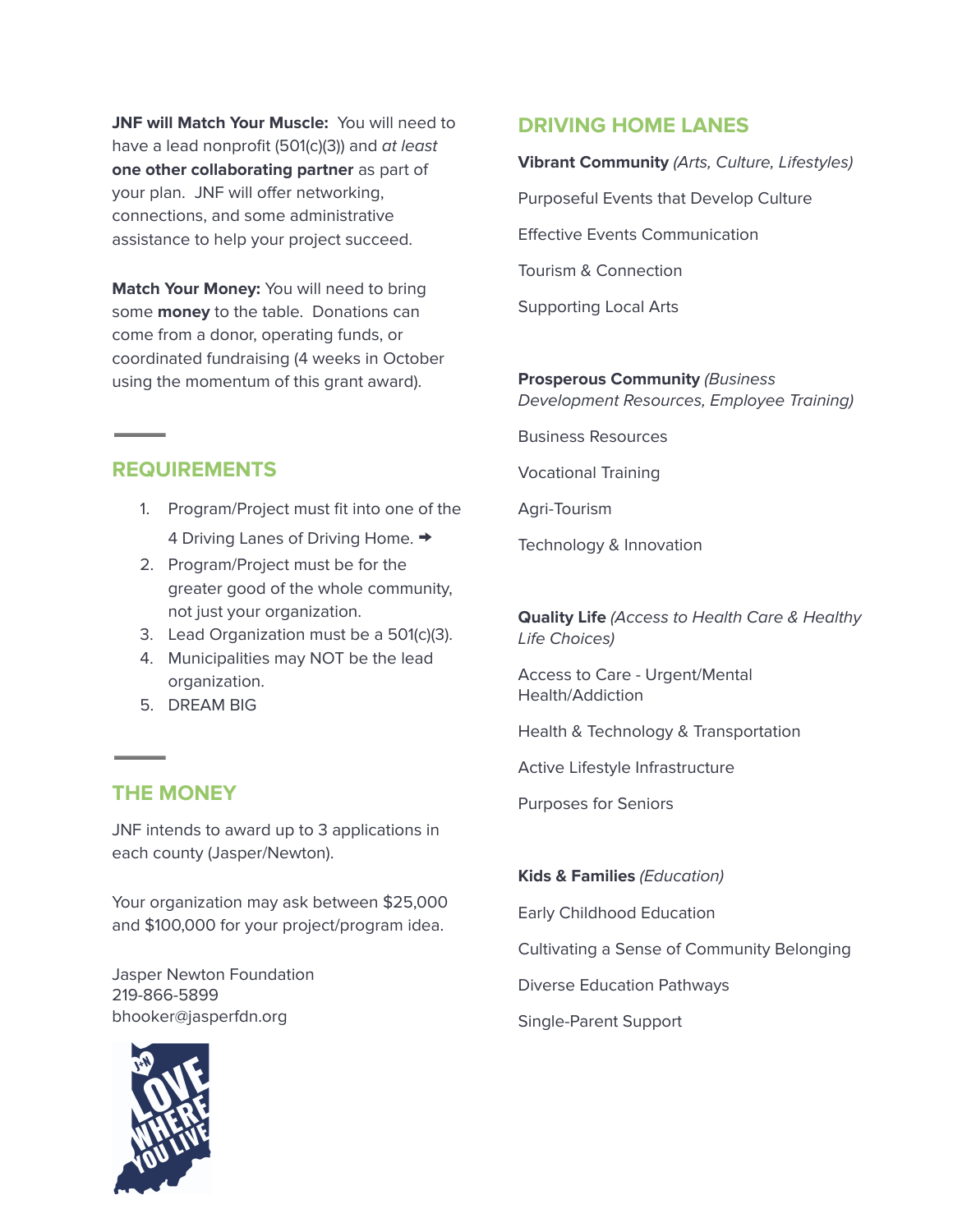**JNF will Match Your Muscle:** You will need to have a lead nonprofit (501(c)(3)) and *at least* **one other collaborating partner** as part of your plan. JNF will offer networking, connections, and some administrative assistance to help your project succeed.

**Match Your Money:** You will need to bring some **money** to the table. Donations can come from a donor, operating funds, or coordinated fundraising (4 weeks in October using the momentum of this grant award).

## REQUIREMENTS

1. Program/Project must fit into one of the 4 Driving Lanes of Driving Home. ➜
2. Program/Project must be for the greater good of the whole community, not just your organization.
3. Lead Organization must be a 501(c)(3).
4. Municipalities may NOT be the lead organization.
5. DREAM BIG

## THE MONEY

JNF intends to award up to 3 applications in each county (Jasper/Newton).

Your organization may ask between $25,000 and $100,000 for your project/program idea.

Jasper Newton Foundation
219-866-5899
bhooker@jasperfdn.org

## DRIVING HOME LANES

**Vibrant Community** *(Arts, Culture, Lifestyles)*

Purposeful Events that Develop Culture

Effective Events Communication

Tourism & Connection

Supporting Local Arts

**Prosperous Community** *(Business Development Resources, Employee Training)*

Business Resources

Vocational Training

Agri-Tourism

Technology & Innovation

**Quality Life** *(Access to Health Care & Healthy Life Choices)*

Access to Care - Urgent/Mental Health/Addiction

Health & Technology & Transportation

Active Lifestyle Infrastructure

Purposes for Seniors

**Kids & Families** *(Education)*

Early Childhood Education

Cultivating a Sense of Community Belonging

Diverse Education Pathways

Single-Parent Support